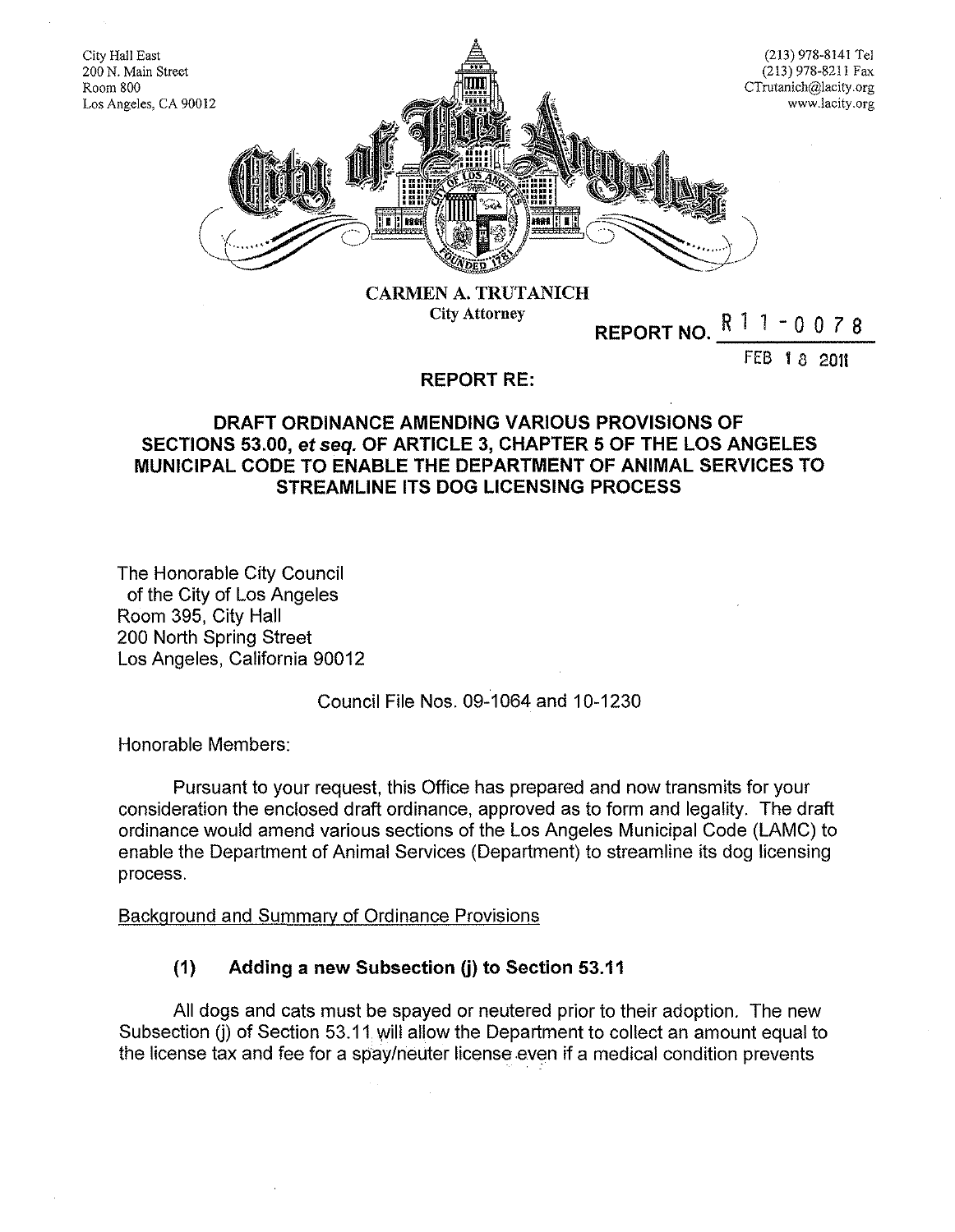City Hall East
200 N. Main Street
Room 800
Los Angeles, CA 90012

(213) 978-8141 Tel
(213) 978-8211 Fax
CTrutanich@lacity.org
www.lacity.org

**City of Los Angeles**

**CARMEN A. TRUTANICH**
City Attorney

**REPORT NO.** R 1 1 - 0 0 7 8

FEB 1 8 2011

**REPORT RE:**

**DRAFT ORDINANCE AMENDING VARIOUS PROVISIONS OF SECTIONS 53.00, *et seq.* OF ARTICLE 3, CHAPTER 5 OF THE LOS ANGELES MUNICIPAL CODE TO ENABLE THE DEPARTMENT OF ANIMAL SERVICES TO STREAMLINE ITS DOG LICENSING PROCESS**

The Honorable City Council
of the City of Los Angeles
Room 395, City Hall
200 North Spring Street
Los Angeles, California 90012

Council File Nos. 09-1064 and 10-1230

Honorable Members:

Pursuant to your request, this Office has prepared and now transmits for your consideration the enclosed draft ordinance, approved as to form and legality. The draft ordinance would amend various sections of the Los Angeles Municipal Code (LAMC) to enable the Department of Animal Services (Department) to streamline its dog licensing process.

Background and Summary of Ordinance Provisions

**(1) Adding a new Subsection (j) to Section 53.11**

All dogs and cats must be spayed or neutered prior to their adoption. The new Subsection (j) of Section 53.11 will allow the Department to collect an amount equal to the license tax and fee for a spay/neuter license even if a medical condition prevents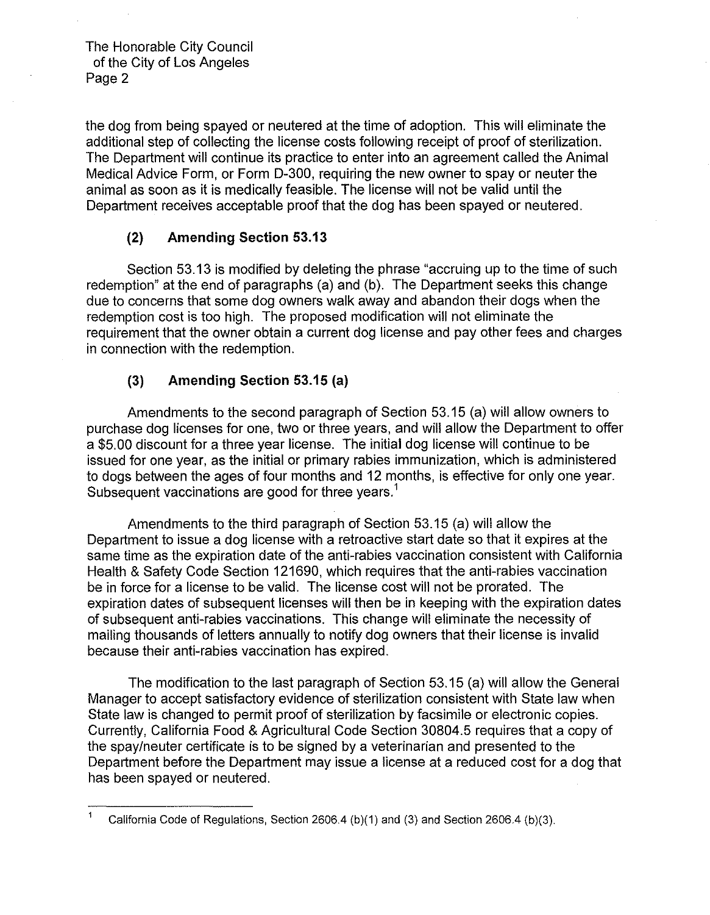the dog from being spayed or neutered at the time of adoption. This will eliminate the additional step of collecting the license costs following receipt of proof of sterilization. The Department will continue its practice to enter into an agreement called the Animal Medical Advice Form, or Form D-300, requiring the new owner to spay or neuter the animal as soon as it is medically feasible. The license will not be valid until the Department receives acceptable proof that the dog has been spayed or neutered.

### (2) Amending Section 53.13

Section 53.13 is modified by deleting the phrase "accruing up to the time of such redemption" at the end of paragraphs (a) and (b). The Department seeks this change due to concerns that some dog owners walk away and abandon their dogs when the redemption cost is too high. The proposed modification will not eliminate the requirement that the owner obtain a current dog license and pay other fees and charges in connection with the redemption.

### (3) Amending Section 53.15 (a)

Amendments to the second paragraph of Section 53.15 (a) will allow owners to purchase dog licenses for one, two or three years, and will allow the Department to offer a $5.00 discount for a three year license. The initial dog license will continue to be issued for one year, as the initial or primary rabies immunization, which is administered to dogs between the ages of four months and 12 months, is effective for only one year. Subsequent vaccinations are good for three years.[1]

Amendments to the third paragraph of Section 53.15 (a) will allow the Department to issue a dog license with a retroactive start date so that it expires at the same time as the expiration date of the anti-rabies vaccination consistent with California Health & Safety Code Section 121690, which requires that the anti-rabies vaccination be in force for a license to be valid. The license cost will not be prorated. The expiration dates of subsequent licenses will then be in keeping with the expiration dates of subsequent anti-rabies vaccinations. This change will eliminate the necessity of mailing thousands of letters annually to notify dog owners that their license is invalid because their anti-rabies vaccination has expired.

The modification to the last paragraph of Section 53.15 (a) will allow the General Manager to accept satisfactory evidence of sterilization consistent with State law when State law is changed to permit proof of sterilization by facsimile or electronic copies. Currently, California Food & Agricultural Code Section 30804.5 requires that a copy of the spay/neuter certificate is to be signed by a veterinarian and presented to the Department before the Department may issue a license at a reduced cost for a dog that has been spayed or neutered.

---

[1] California Code of Regulations, Section 2606.4 (b)(1) and (3) and Section 2606.4 (b)(3).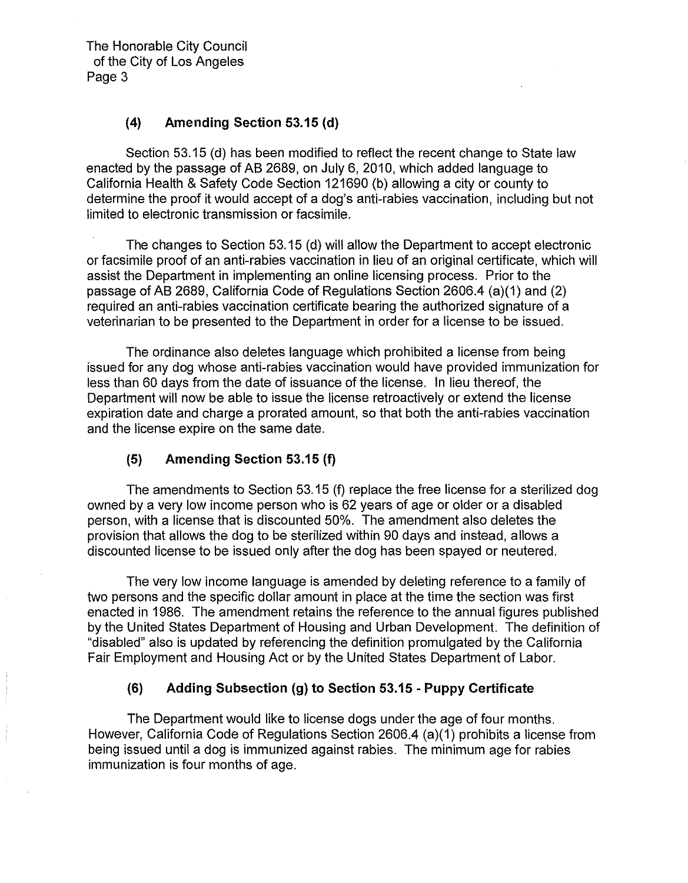### (4) Amending Section 53.15 (d)

Section 53.15 (d) has been modified to reflect the recent change to State law enacted by the passage of AB 2689, on July 6, 2010, which added language to California Health & Safety Code Section 121690 (b) allowing a city or county to determine the proof it would accept of a dog's anti-rabies vaccination, including but not limited to electronic transmission or facsimile.

The changes to Section 53.15 (d) will allow the Department to accept electronic or facsimile proof of an anti-rabies vaccination in lieu of an original certificate, which will assist the Department in implementing an online licensing process. Prior to the passage of AB 2689, California Code of Regulations Section 2606.4 (a)(1) and (2) required an anti-rabies vaccination certificate bearing the authorized signature of a veterinarian to be presented to the Department in order for a license to be issued.

The ordinance also deletes language which prohibited a license from being issued for any dog whose anti-rabies vaccination would have provided immunization for less than 60 days from the date of issuance of the license. In lieu thereof, the Department will now be able to issue the license retroactively or extend the license expiration date and charge a prorated amount, so that both the anti-rabies vaccination and the license expire on the same date.

### (5) Amending Section 53.15 (f)

The amendments to Section 53.15 (f) replace the free license for a sterilized dog owned by a very low income person who is 62 years of age or older or a disabled person, with a license that is discounted 50%. The amendment also deletes the provision that allows the dog to be sterilized within 90 days and instead, allows a discounted license to be issued only after the dog has been spayed or neutered.

The very low income language is amended by deleting reference to a family of two persons and the specific dollar amount in place at the time the section was first enacted in 1986. The amendment retains the reference to the annual figures published by the United States Department of Housing and Urban Development. The definition of "disabled" also is updated by referencing the definition promulgated by the California Fair Employment and Housing Act or by the United States Department of Labor.

### (6) Adding Subsection (g) to Section 53.15 - Puppy Certificate

The Department would like to license dogs under the age of four months. However, California Code of Regulations Section 2606.4 (a)(1) prohibits a license from being issued until a dog is immunized against rabies. The minimum age for rabies immunization is four months of age.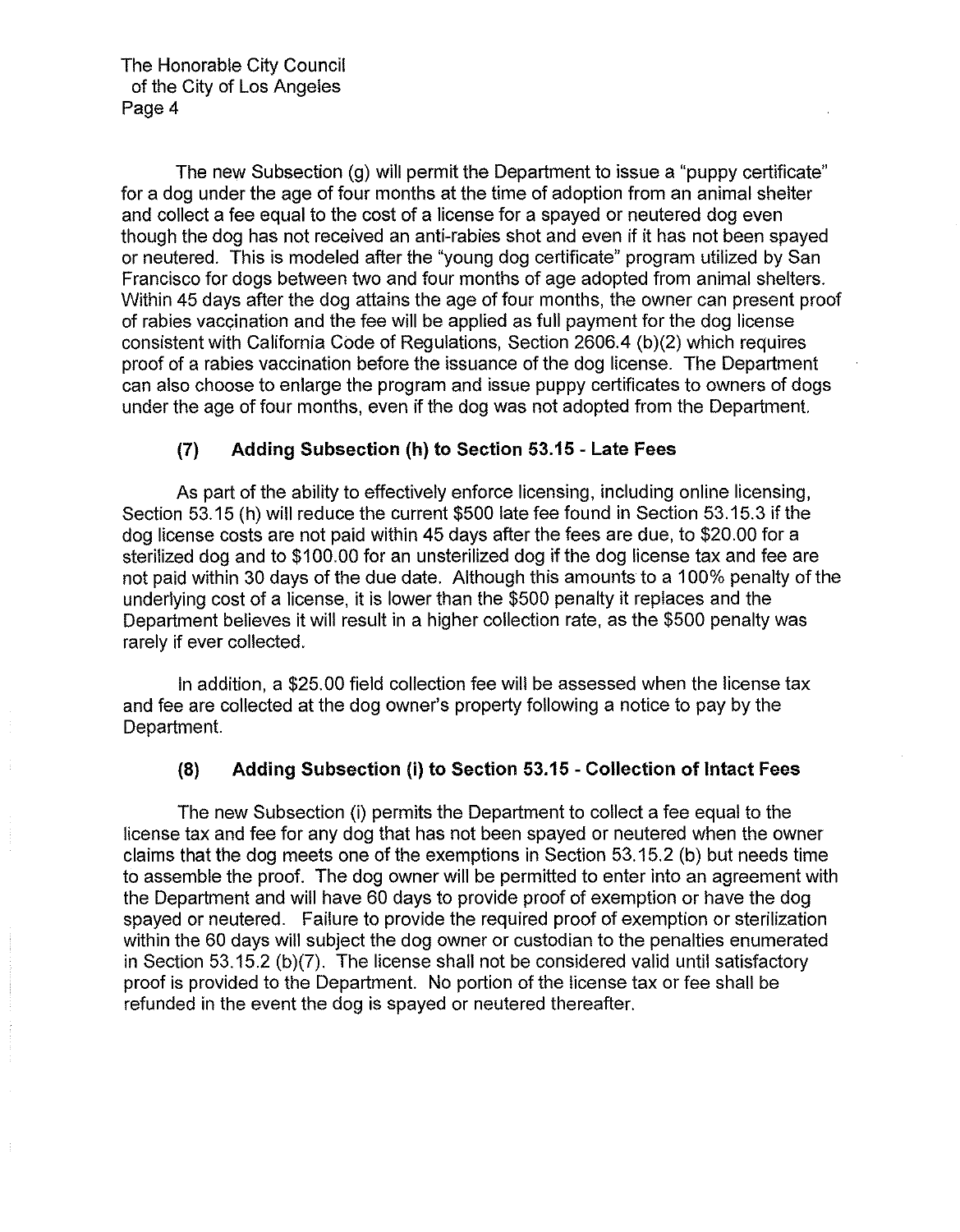The new Subsection (g) will permit the Department to issue a "puppy certificate" for a dog under the age of four months at the time of adoption from an animal shelter and collect a fee equal to the cost of a license for a spayed or neutered dog even though the dog has not received an anti-rabies shot and even if it has not been spayed or neutered. This is modeled after the "young dog certificate" program utilized by San Francisco for dogs between two and four months of age adopted from animal shelters. Within 45 days after the dog attains the age of four months, the owner can present proof of rabies vaccination and the fee will be applied as full payment for the dog license consistent with California Code of Regulations, Section 2606.4 (b)(2) which requires proof of a rabies vaccination before the issuance of the dog license. The Department can also choose to enlarge the program and issue puppy certificates to owners of dogs under the age of four months, even if the dog was not adopted from the Department.

### (7) Adding Subsection (h) to Section 53.15 - Late Fees

As part of the ability to effectively enforce licensing, including online licensing, Section 53.15 (h) will reduce the current $500 late fee found in Section 53.15.3 if the dog license costs are not paid within 45 days after the fees are due, to $20.00 for a sterilized dog and to $100.00 for an unsterilized dog if the dog license tax and fee are not paid within 30 days of the due date. Although this amounts to a 100% penalty of the underlying cost of a license, it is lower than the $500 penalty it replaces and the Department believes it will result in a higher collection rate, as the $500 penalty was rarely if ever collected.

In addition, a $25.00 field collection fee will be assessed when the license tax and fee are collected at the dog owner's property following a notice to pay by the Department.

### (8) Adding Subsection (i) to Section 53.15 - Collection of Intact Fees

The new Subsection (i) permits the Department to collect a fee equal to the license tax and fee for any dog that has not been spayed or neutered when the owner claims that the dog meets one of the exemptions in Section 53.15.2 (b) but needs time to assemble the proof. The dog owner will be permitted to enter into an agreement with the Department and will have 60 days to provide proof of exemption or have the dog spayed or neutered. Failure to provide the required proof of exemption or sterilization within the 60 days will subject the dog owner or custodian to the penalties enumerated in Section 53.15.2 (b)(7). The license shall not be considered valid until satisfactory proof is provided to the Department. No portion of the license tax or fee shall be refunded in the event the dog is spayed or neutered thereafter.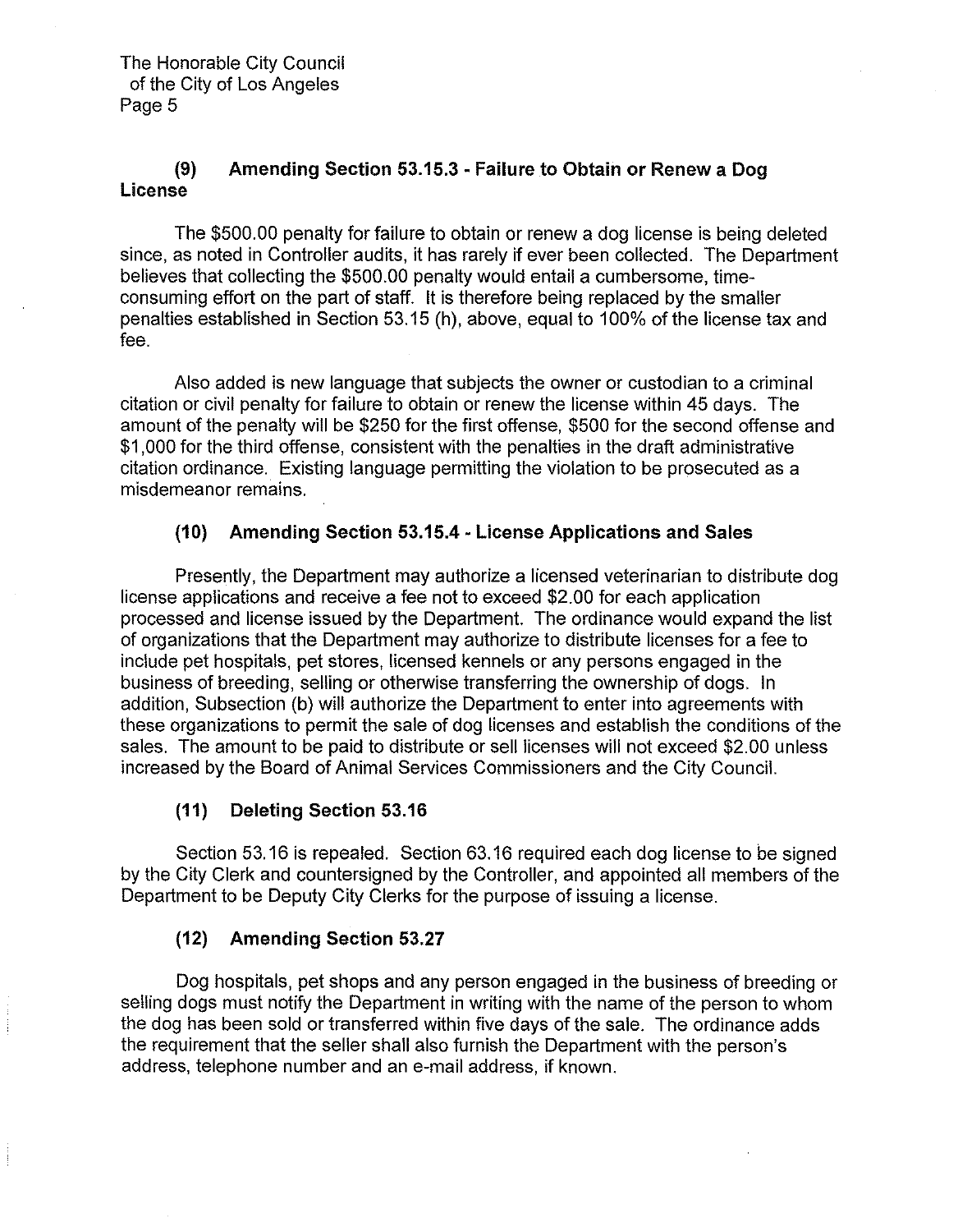**(9) Amending Section 53.15.3 - Failure to Obtain or Renew a Dog License**

The $500.00 penalty for failure to obtain or renew a dog license is being deleted since, as noted in Controller audits, it has rarely if ever been collected. The Department believes that collecting the $500.00 penalty would entail a cumbersome, time-consuming effort on the part of staff. It is therefore being replaced by the smaller penalties established in Section 53.15 (h), above, equal to 100% of the license tax and fee.

Also added is new language that subjects the owner or custodian to a criminal citation or civil penalty for failure to obtain or renew the license within 45 days. The amount of the penalty will be $250 for the first offense, $500 for the second offense and $1,000 for the third offense, consistent with the penalties in the draft administrative citation ordinance. Existing language permitting the violation to be prosecuted as a misdemeanor remains.

**(10) Amending Section 53.15.4 - License Applications and Sales**

Presently, the Department may authorize a licensed veterinarian to distribute dog license applications and receive a fee not to exceed $2.00 for each application processed and license issued by the Department. The ordinance would expand the list of organizations that the Department may authorize to distribute licenses for a fee to include pet hospitals, pet stores, licensed kennels or any persons engaged in the business of breeding, selling or otherwise transferring the ownership of dogs. In addition, Subsection (b) will authorize the Department to enter into agreements with these organizations to permit the sale of dog licenses and establish the conditions of the sales. The amount to be paid to distribute or sell licenses will not exceed $2.00 unless increased by the Board of Animal Services Commissioners and the City Council.

**(11) Deleting Section 53.16**

Section 53.16 is repealed. Section 63.16 required each dog license to be signed by the City Clerk and countersigned by the Controller, and appointed all members of the Department to be Deputy City Clerks for the purpose of issuing a license.

**(12) Amending Section 53.27**

Dog hospitals, pet shops and any person engaged in the business of breeding or selling dogs must notify the Department in writing with the name of the person to whom the dog has been sold or transferred within five days of the sale. The ordinance adds the requirement that the seller shall also furnish the Department with the person's address, telephone number and an e-mail address, if known.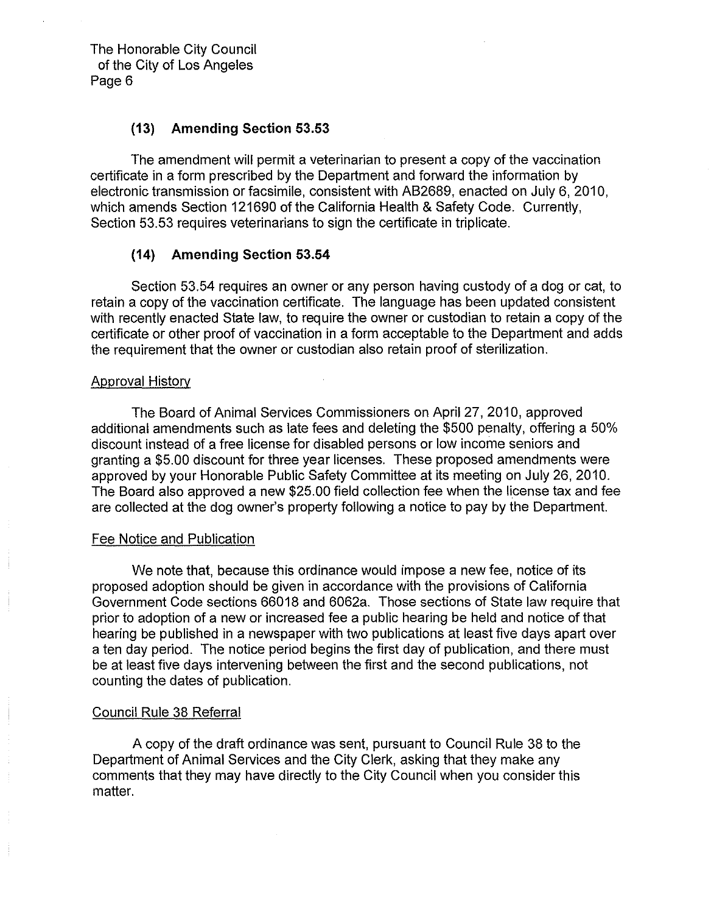### (13) Amending Section 53.53

The amendment will permit a veterinarian to present a copy of the vaccination certificate in a form prescribed by the Department and forward the information by electronic transmission or facsimile, consistent with AB2689, enacted on July 6, 2010, which amends Section 121690 of the California Health & Safety Code. Currently, Section 53.53 requires veterinarians to sign the certificate in triplicate.

### (14) Amending Section 53.54

Section 53.54 requires an owner or any person having custody of a dog or cat, to retain a copy of the vaccination certificate. The language has been updated consistent with recently enacted State law, to require the owner or custodian to retain a copy of the certificate or other proof of vaccination in a form acceptable to the Department and adds the requirement that the owner or custodian also retain proof of sterilization.

<u>Approval History</u>

The Board of Animal Services Commissioners on April 27, 2010, approved additional amendments such as late fees and deleting the $500 penalty, offering a 50% discount instead of a free license for disabled persons or low income seniors and granting a $5.00 discount for three year licenses. These proposed amendments were approved by your Honorable Public Safety Committee at its meeting on July 26, 2010. The Board also approved a new $25.00 field collection fee when the license tax and fee are collected at the dog owner's property following a notice to pay by the Department.

<u>Fee Notice and Publication</u>

We note that, because this ordinance would impose a new fee, notice of its proposed adoption should be given in accordance with the provisions of California Government Code sections 66018 and 6062a. Those sections of State law require that prior to adoption of a new or increased fee a public hearing be held and notice of that hearing be published in a newspaper with two publications at least five days apart over a ten day period. The notice period begins the first day of publication, and there must be at least five days intervening between the first and the second publications, not counting the dates of publication.

<u>Council Rule 38 Referral</u>

A copy of the draft ordinance was sent, pursuant to Council Rule 38 to the Department of Animal Services and the City Clerk, asking that they make any comments that they may have directly to the City Council when you consider this matter.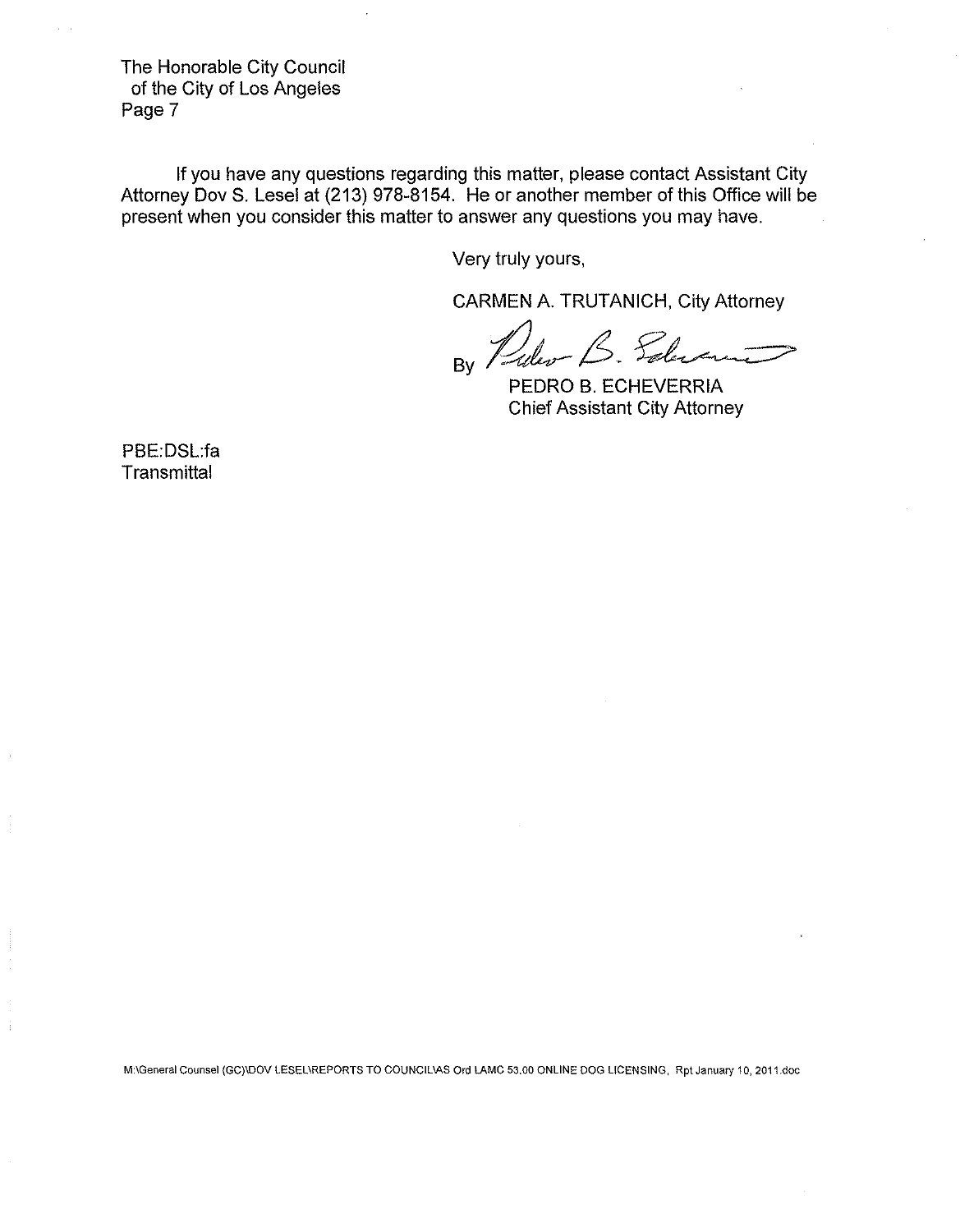If you have any questions regarding this matter, please contact Assistant City Attorney Dov S. Lesel at (213) 978-8154. He or another member of this Office will be present when you consider this matter to answer any questions you may have.

Very truly yours,

CARMEN A. TRUTANICH, City Attorney

By Pedro B. Echeverria

PEDRO B. ECHEVERRIA
Chief Assistant City Attorney

PBE:DSL:fa
Transmittal

M:\General Counsel (GC)\DOV LESEL\REPORTS TO COUNCIL\AS Ord LAMC 53.00 ONLINE DOG LICENSING, Rpt January 10, 2011.doc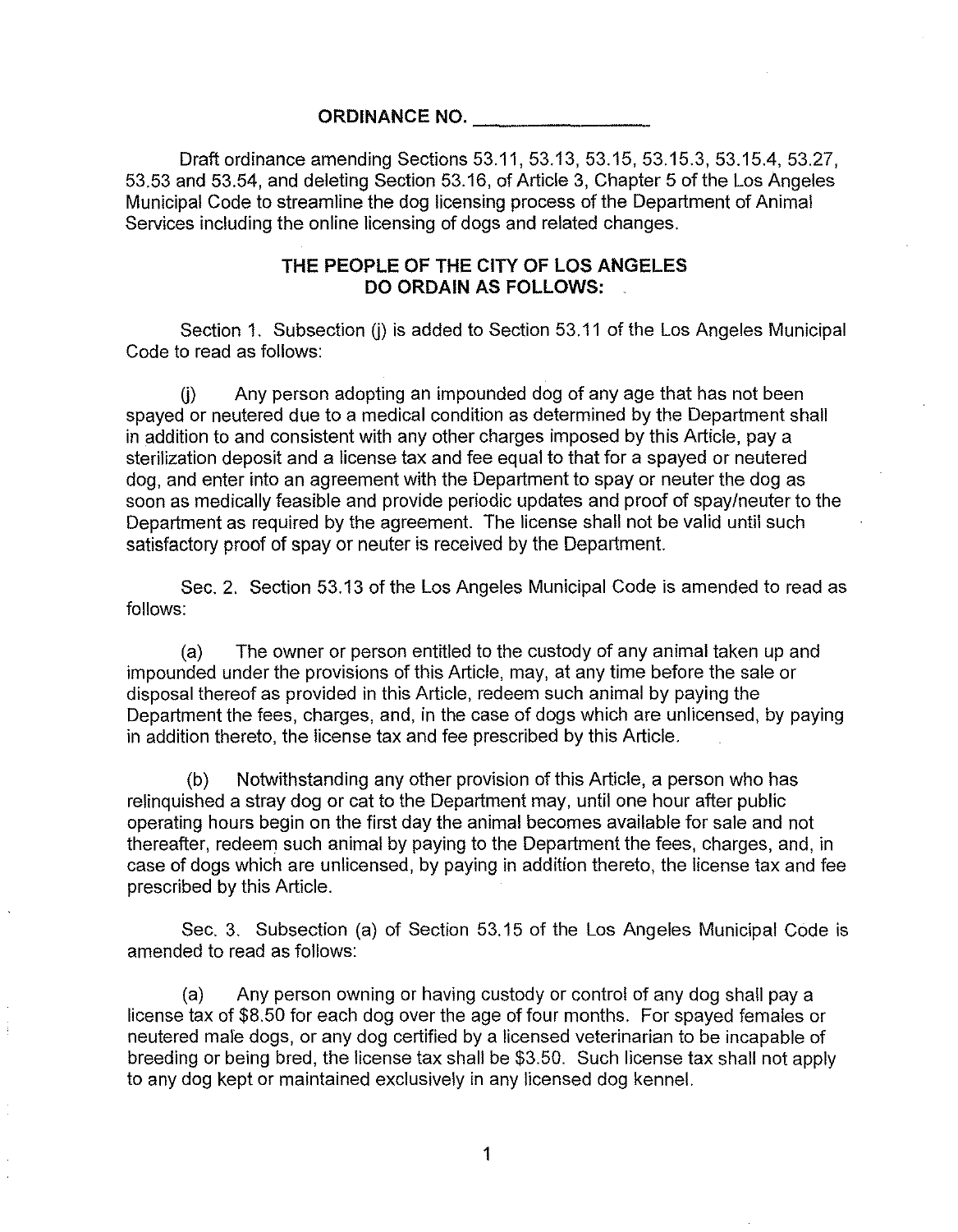**ORDINANCE NO. ________________**

Draft ordinance amending Sections 53.11, 53.13, 53.15, 53.15.3, 53.15.4, 53.27, 53.53 and 53.54, and deleting Section 53.16, of Article 3, Chapter 5 of the Los Angeles Municipal Code to streamline the dog licensing process of the Department of Animal Services including the online licensing of dogs and related changes.

**THE PEOPLE OF THE CITY OF LOS ANGELES DO ORDAIN AS FOLLOWS:**

Section 1. Subsection (j) is added to Section 53.11 of the Los Angeles Municipal Code to read as follows:

(j) Any person adopting an impounded dog of any age that has not been spayed or neutered due to a medical condition as determined by the Department shall in addition to and consistent with any other charges imposed by this Article, pay a sterilization deposit and a license tax and fee equal to that for a spayed or neutered dog, and enter into an agreement with the Department to spay or neuter the dog as soon as medically feasible and provide periodic updates and proof of spay/neuter to the Department as required by the agreement. The license shall not be valid until such satisfactory proof of spay or neuter is received by the Department.

Sec. 2. Section 53.13 of the Los Angeles Municipal Code is amended to read as follows:

(a) The owner or person entitled to the custody of any animal taken up and impounded under the provisions of this Article, may, at any time before the sale or disposal thereof as provided in this Article, redeem such animal by paying the Department the fees, charges, and, in the case of dogs which are unlicensed, by paying in addition thereto, the license tax and fee prescribed by this Article.

(b) Notwithstanding any other provision of this Article, a person who has relinquished a stray dog or cat to the Department may, until one hour after public operating hours begin on the first day the animal becomes available for sale and not thereafter, redeem such animal by paying to the Department the fees, charges, and, in case of dogs which are unlicensed, by paying in addition thereto, the license tax and fee prescribed by this Article.

Sec. 3. Subsection (a) of Section 53.15 of the Los Angeles Municipal Code is amended to read as follows:

(a) Any person owning or having custody or control of any dog shall pay a license tax of $8.50 for each dog over the age of four months. For spayed females or neutered male dogs, or any dog certified by a licensed veterinarian to be incapable of breeding or being bred, the license tax shall be $3.50. Such license tax shall not apply to any dog kept or maintained exclusively in any licensed dog kennel.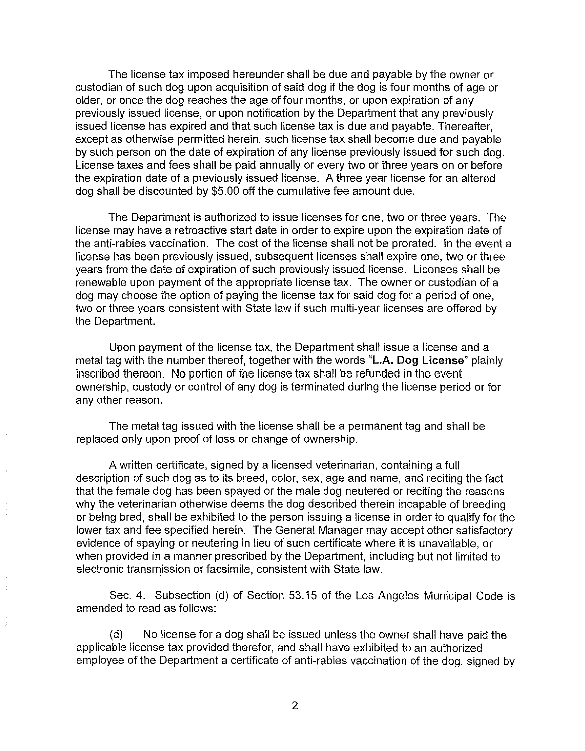The license tax imposed hereunder shall be due and payable by the owner or custodian of such dog upon acquisition of said dog if the dog is four months of age or older, or once the dog reaches the age of four months, or upon expiration of any previously issued license, or upon notification by the Department that any previously issued license has expired and that such license tax is due and payable. Thereafter, except as otherwise permitted herein, such license tax shall become due and payable by such person on the date of expiration of any license previously issued for such dog. License taxes and fees shall be paid annually or every two or three years on or before the expiration date of a previously issued license. A three year license for an altered dog shall be discounted by $5.00 off the cumulative fee amount due.

The Department is authorized to issue licenses for one, two or three years. The license may have a retroactive start date in order to expire upon the expiration date of the anti-rabies vaccination. The cost of the license shall not be prorated. In the event a license has been previously issued, subsequent licenses shall expire one, two or three years from the date of expiration of such previously issued license. Licenses shall be renewable upon payment of the appropriate license tax. The owner or custodian of a dog may choose the option of paying the license tax for said dog for a period of one, two or three years consistent with State law if such multi-year licenses are offered by the Department.

Upon payment of the license tax, the Department shall issue a license and a metal tag with the number thereof, together with the words "**L.A. Dog License**" plainly inscribed thereon. No portion of the license tax shall be refunded in the event ownership, custody or control of any dog is terminated during the license period or for any other reason.

The metal tag issued with the license shall be a permanent tag and shall be replaced only upon proof of loss or change of ownership.

A written certificate, signed by a licensed veterinarian, containing a full description of such dog as to its breed, color, sex, age and name, and reciting the fact that the female dog has been spayed or the male dog neutered or reciting the reasons why the veterinarian otherwise deems the dog described therein incapable of breeding or being bred, shall be exhibited to the person issuing a license in order to qualify for the lower tax and fee specified herein. The General Manager may accept other satisfactory evidence of spaying or neutering in lieu of such certificate where it is unavailable, or when provided in a manner prescribed by the Department, including but not limited to electronic transmission or facsimile, consistent with State law.

Sec. 4. Subsection (d) of Section 53.15 of the Los Angeles Municipal Code is amended to read as follows:

(d) No license for a dog shall be issued unless the owner shall have paid the applicable license tax provided therefor, and shall have exhibited to an authorized employee of the Department a certificate of anti-rabies vaccination of the dog, signed by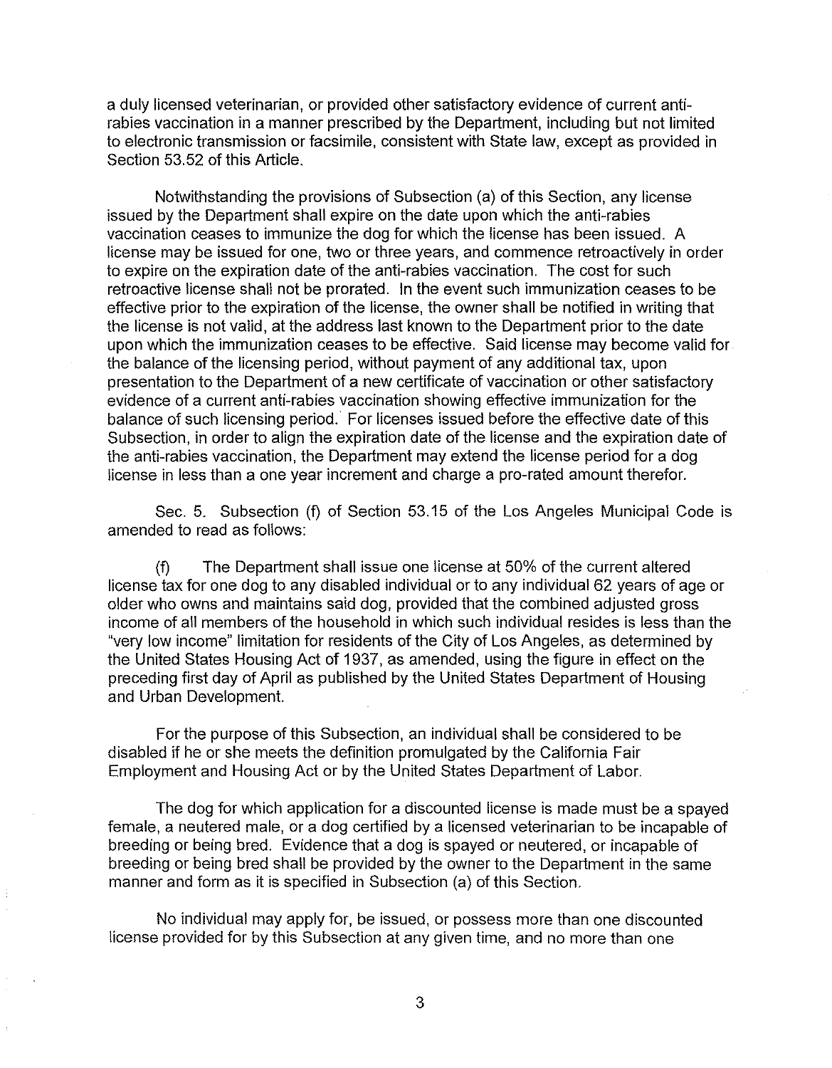a duly licensed veterinarian, or provided other satisfactory evidence of current anti-rabies vaccination in a manner prescribed by the Department, including but not limited to electronic transmission or facsimile, consistent with State law, except as provided in Section 53.52 of this Article.

Notwithstanding the provisions of Subsection (a) of this Section, any license issued by the Department shall expire on the date upon which the anti-rabies vaccination ceases to immunize the dog for which the license has been issued. A license may be issued for one, two or three years, and commence retroactively in order to expire on the expiration date of the anti-rabies vaccination. The cost for such retroactive license shall not be prorated. In the event such immunization ceases to be effective prior to the expiration of the license, the owner shall be notified in writing that the license is not valid, at the address last known to the Department prior to the date upon which the immunization ceases to be effective. Said license may become valid for the balance of the licensing period, without payment of any additional tax, upon presentation to the Department of a new certificate of vaccination or other satisfactory evidence of a current anti-rabies vaccination showing effective immunization for the balance of such licensing period. For licenses issued before the effective date of this Subsection, in order to align the expiration date of the license and the expiration date of the anti-rabies vaccination, the Department may extend the license period for a dog license in less than a one year increment and charge a pro-rated amount therefor.

Sec. 5. Subsection (f) of Section 53.15 of the Los Angeles Municipal Code is amended to read as follows:

(f) The Department shall issue one license at 50% of the current altered license tax for one dog to any disabled individual or to any individual 62 years of age or older who owns and maintains said dog, provided that the combined adjusted gross income of all members of the household in which such individual resides is less than the "very low income" limitation for residents of the City of Los Angeles, as determined by the United States Housing Act of 1937, as amended, using the figure in effect on the preceding first day of April as published by the United States Department of Housing and Urban Development.

For the purpose of this Subsection, an individual shall be considered to be disabled if he or she meets the definition promulgated by the California Fair Employment and Housing Act or by the United States Department of Labor.

The dog for which application for a discounted license is made must be a spayed female, a neutered male, or a dog certified by a licensed veterinarian to be incapable of breeding or being bred. Evidence that a dog is spayed or neutered, or incapable of breeding or being bred shall be provided by the owner to the Department in the same manner and form as it is specified in Subsection (a) of this Section.

No individual may apply for, be issued, or possess more than one discounted license provided for by this Subsection at any given time, and no more than one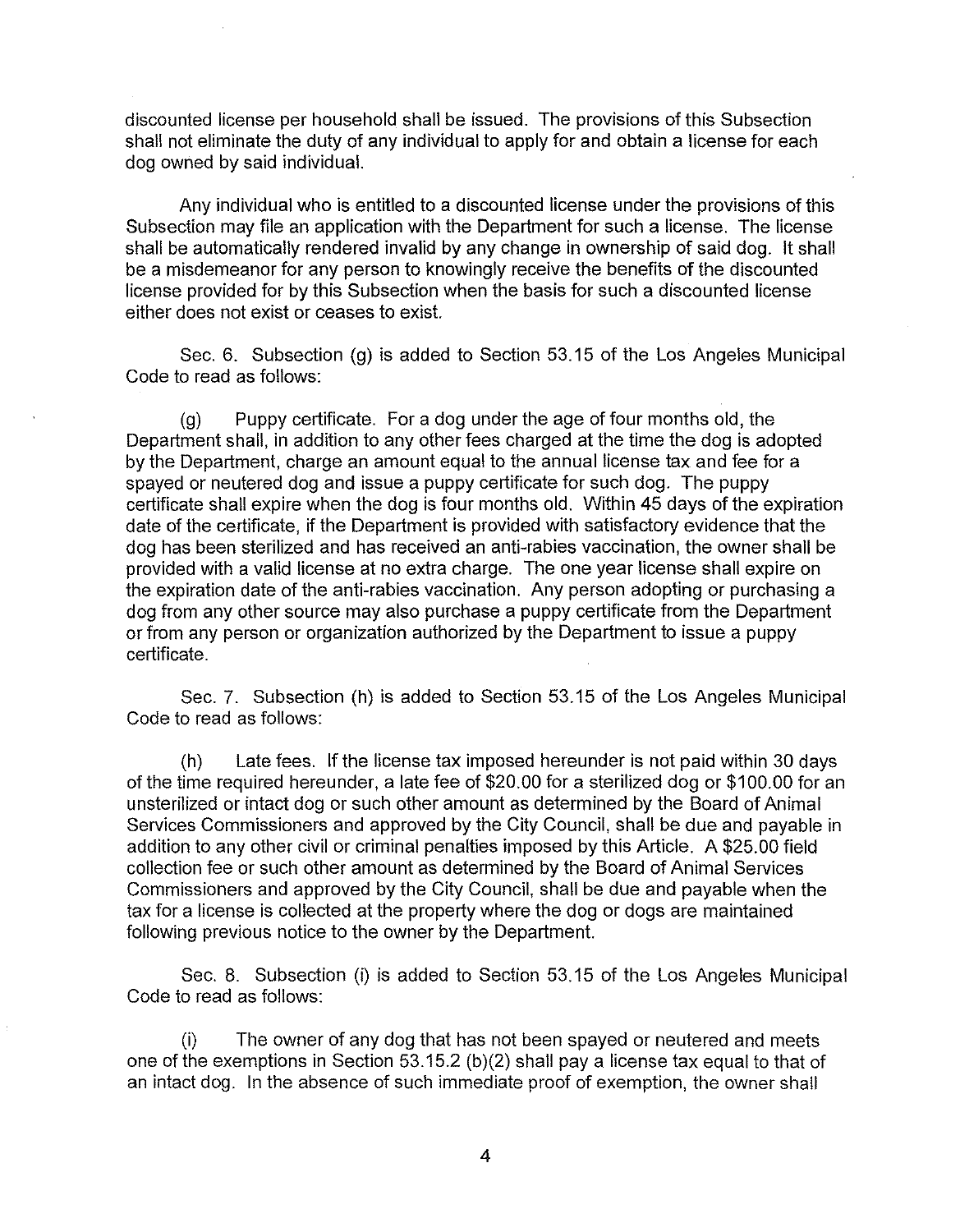discounted license per household shall be issued. The provisions of this Subsection shall not eliminate the duty of any individual to apply for and obtain a license for each dog owned by said individual.

Any individual who is entitled to a discounted license under the provisions of this Subsection may file an application with the Department for such a license. The license shall be automatically rendered invalid by any change in ownership of said dog. It shall be a misdemeanor for any person to knowingly receive the benefits of the discounted license provided for by this Subsection when the basis for such a discounted license either does not exist or ceases to exist.

Sec. 6. Subsection (g) is added to Section 53.15 of the Los Angeles Municipal Code to read as follows:

(g) Puppy certificate. For a dog under the age of four months old, the Department shall, in addition to any other fees charged at the time the dog is adopted by the Department, charge an amount equal to the annual license tax and fee for a spayed or neutered dog and issue a puppy certificate for such dog. The puppy certificate shall expire when the dog is four months old. Within 45 days of the expiration date of the certificate, if the Department is provided with satisfactory evidence that the dog has been sterilized and has received an anti-rabies vaccination, the owner shall be provided with a valid license at no extra charge. The one year license shall expire on the expiration date of the anti-rabies vaccination. Any person adopting or purchasing a dog from any other source may also purchase a puppy certificate from the Department or from any person or organization authorized by the Department to issue a puppy certificate.

Sec. 7. Subsection (h) is added to Section 53.15 of the Los Angeles Municipal Code to read as follows:

(h) Late fees. If the license tax imposed hereunder is not paid within 30 days of the time required hereunder, a late fee of $20.00 for a sterilized dog or $100.00 for an unsterilized or intact dog or such other amount as determined by the Board of Animal Services Commissioners and approved by the City Council, shall be due and payable in addition to any other civil or criminal penalties imposed by this Article. A $25.00 field collection fee or such other amount as determined by the Board of Animal Services Commissioners and approved by the City Council, shall be due and payable when the tax for a license is collected at the property where the dog or dogs are maintained following previous notice to the owner by the Department.

Sec. 8. Subsection (i) is added to Section 53.15 of the Los Angeles Municipal Code to read as follows:

(i) The owner of any dog that has not been spayed or neutered and meets one of the exemptions in Section 53.15.2 (b)(2) shall pay a license tax equal to that of an intact dog. In the absence of such immediate proof of exemption, the owner shall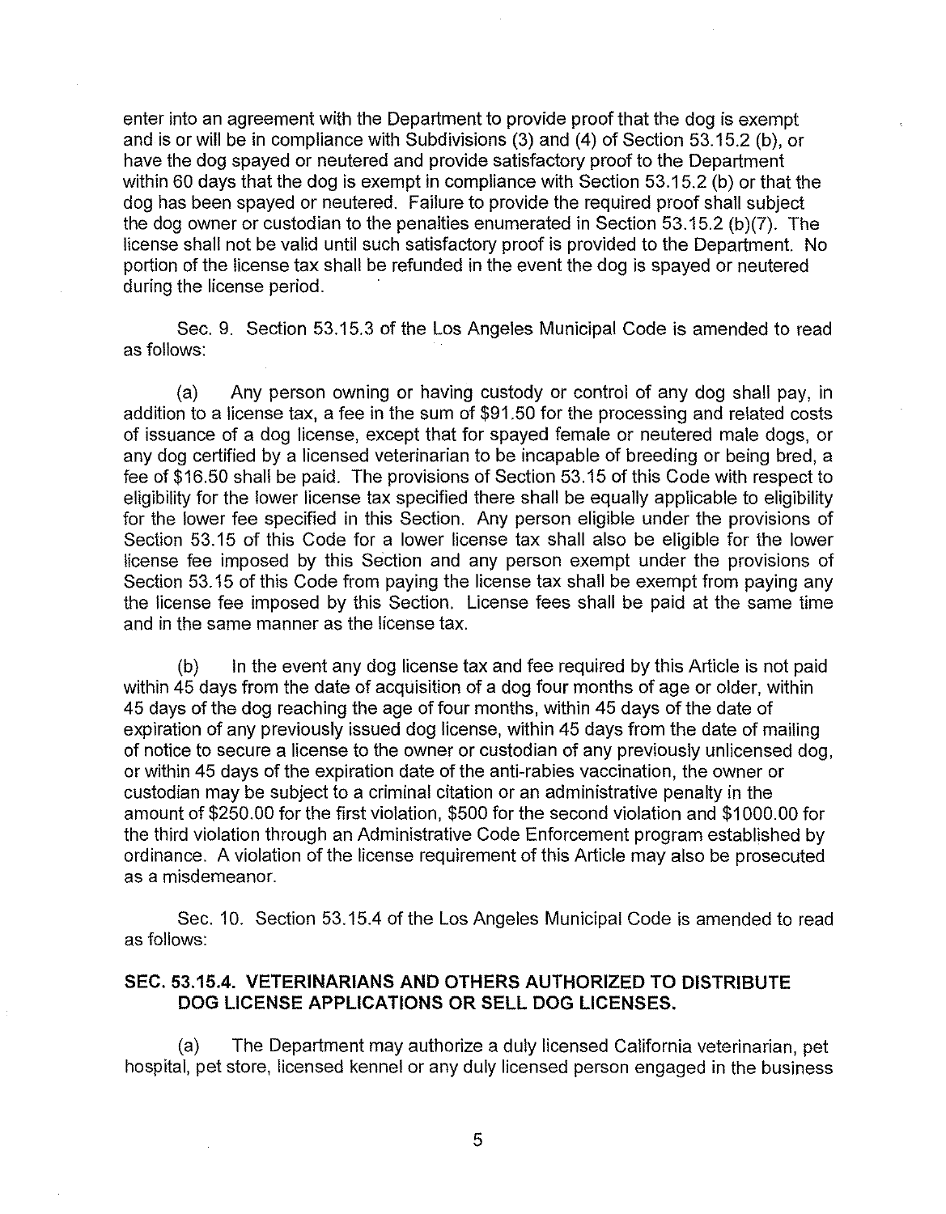enter into an agreement with the Department to provide proof that the dog is exempt and is or will be in compliance with Subdivisions (3) and (4) of Section 53.15.2 (b), or have the dog spayed or neutered and provide satisfactory proof to the Department within 60 days that the dog is exempt in compliance with Section 53.15.2 (b) or that the dog has been spayed or neutered. Failure to provide the required proof shall subject the dog owner or custodian to the penalties enumerated in Section 53.15.2 (b)(7). The license shall not be valid until such satisfactory proof is provided to the Department. No portion of the license tax shall be refunded in the event the dog is spayed or neutered during the license period.

Sec. 9. Section 53.15.3 of the Los Angeles Municipal Code is amended to read as follows:

(a) Any person owning or having custody or control of any dog shall pay, in addition to a license tax, a fee in the sum of $91.50 for the processing and related costs of issuance of a dog license, except that for spayed female or neutered male dogs, or any dog certified by a licensed veterinarian to be incapable of breeding or being bred, a fee of $16.50 shall be paid. The provisions of Section 53.15 of this Code with respect to eligibility for the lower license tax specified there shall be equally applicable to eligibility for the lower fee specified in this Section. Any person eligible under the provisions of Section 53.15 of this Code for a lower license tax shall also be eligible for the lower license fee imposed by this Section and any person exempt under the provisions of Section 53.15 of this Code from paying the license tax shall be exempt from paying any the license fee imposed by this Section. License fees shall be paid at the same time and in the same manner as the license tax.

(b) In the event any dog license tax and fee required by this Article is not paid within 45 days from the date of acquisition of a dog four months of age or older, within 45 days of the dog reaching the age of four months, within 45 days of the date of expiration of any previously issued dog license, within 45 days from the date of mailing of notice to secure a license to the owner or custodian of any previously unlicensed dog, or within 45 days of the expiration date of the anti-rabies vaccination, the owner or custodian may be subject to a criminal citation or an administrative penalty in the amount of $250.00 for the first violation, $500 for the second violation and $1000.00 for the third violation through an Administrative Code Enforcement program established by ordinance. A violation of the license requirement of this Article may also be prosecuted as a misdemeanor.

Sec. 10. Section 53.15.4 of the Los Angeles Municipal Code is amended to read as follows:

## SEC. 53.15.4. VETERINARIANS AND OTHERS AUTHORIZED TO DISTRIBUTE DOG LICENSE APPLICATIONS OR SELL DOG LICENSES.

(a) The Department may authorize a duly licensed California veterinarian, pet hospital, pet store, licensed kennel or any duly licensed person engaged in the business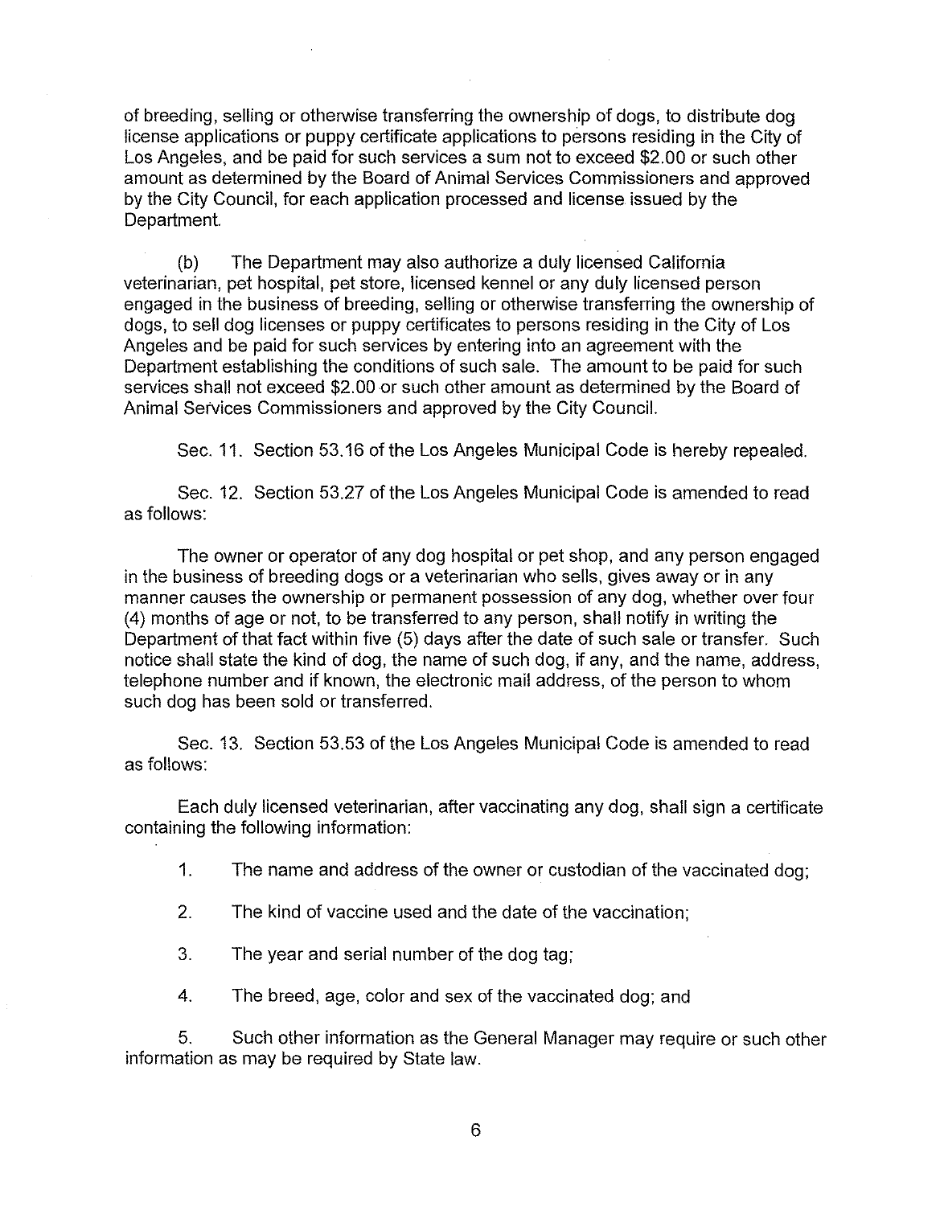of breeding, selling or otherwise transferring the ownership of dogs, to distribute dog license applications or puppy certificate applications to persons residing in the City of Los Angeles, and be paid for such services a sum not to exceed $2.00 or such other amount as determined by the Board of Animal Services Commissioners and approved by the City Council, for each application processed and license issued by the Department.

(b) The Department may also authorize a duly licensed California veterinarian, pet hospital, pet store, licensed kennel or any duly licensed person engaged in the business of breeding, selling or otherwise transferring the ownership of dogs, to sell dog licenses or puppy certificates to persons residing in the City of Los Angeles and be paid for such services by entering into an agreement with the Department establishing the conditions of such sale. The amount to be paid for such services shall not exceed $2.00 or such other amount as determined by the Board of Animal Services Commissioners and approved by the City Council.

Sec. 11. Section 53.16 of the Los Angeles Municipal Code is hereby repealed.

Sec. 12. Section 53.27 of the Los Angeles Municipal Code is amended to read as follows:

The owner or operator of any dog hospital or pet shop, and any person engaged in the business of breeding dogs or a veterinarian who sells, gives away or in any manner causes the ownership or permanent possession of any dog, whether over four (4) months of age or not, to be transferred to any person, shall notify in writing the Department of that fact within five (5) days after the date of such sale or transfer. Such notice shall state the kind of dog, the name of such dog, if any, and the name, address, telephone number and if known, the electronic mail address, of the person to whom such dog has been sold or transferred.

Sec. 13. Section 53.53 of the Los Angeles Municipal Code is amended to read as follows:

Each duly licensed veterinarian, after vaccinating any dog, shall sign a certificate containing the following information:

1. The name and address of the owner or custodian of the vaccinated dog;

2. The kind of vaccine used and the date of the vaccination;

3. The year and serial number of the dog tag;

4. The breed, age, color and sex of the vaccinated dog; and

5. Such other information as the General Manager may require or such other information as may be required by State law.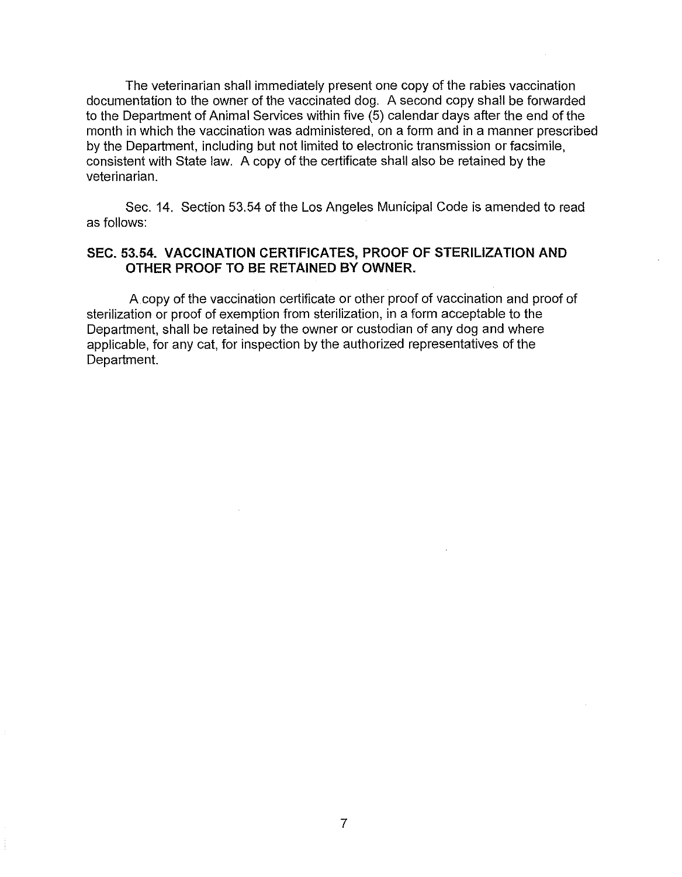The veterinarian shall immediately present one copy of the rabies vaccination documentation to the owner of the vaccinated dog. A second copy shall be forwarded to the Department of Animal Services within five (5) calendar days after the end of the month in which the vaccination was administered, on a form and in a manner prescribed by the Department, including but not limited to electronic transmission or facsimile, consistent with State law. A copy of the certificate shall also be retained by the veterinarian.

Sec. 14. Section 53.54 of the Los Angeles Municipal Code is amended to read as follows:

**SEC. 53.54. VACCINATION CERTIFICATES, PROOF OF STERILIZATION AND OTHER PROOF TO BE RETAINED BY OWNER.**

A copy of the vaccination certificate or other proof of vaccination and proof of sterilization or proof of exemption from sterilization, in a form acceptable to the Department, shall be retained by the owner or custodian of any dog and where applicable, for any cat, for inspection by the authorized representatives of the Department.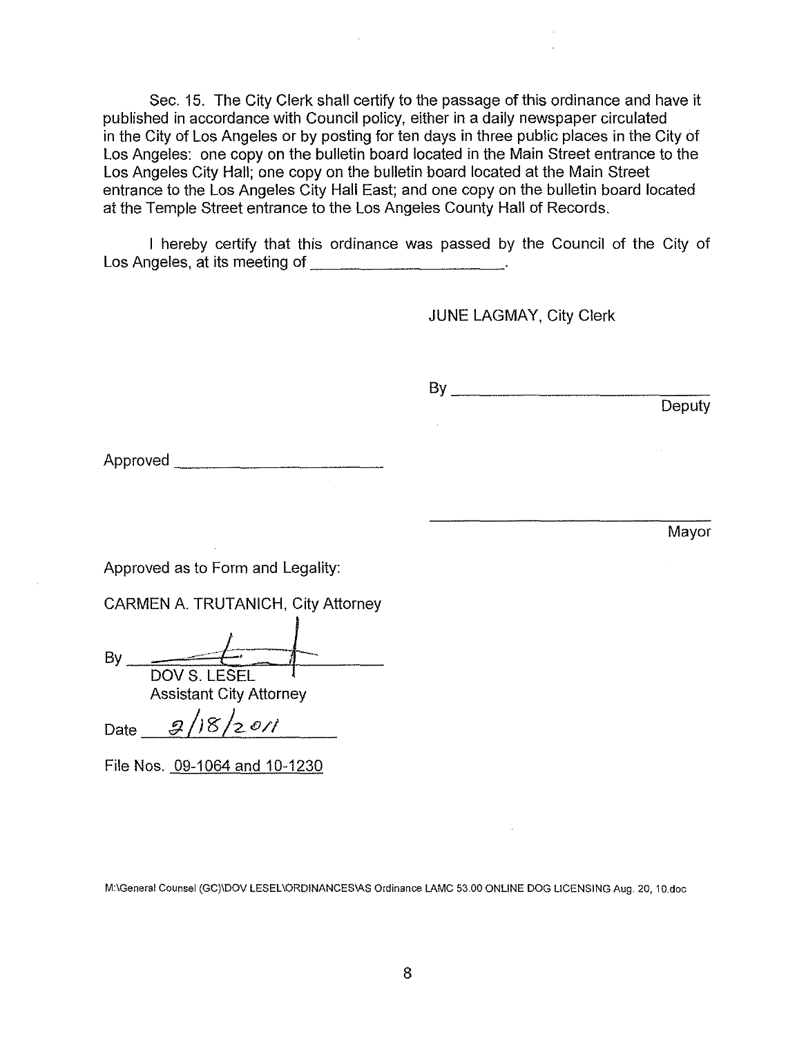Sec. 15. The City Clerk shall certify to the passage of this ordinance and have it published in accordance with Council policy, either in a daily newspaper circulated in the City of Los Angeles or by posting for ten days in three public places in the City of Los Angeles: one copy on the bulletin board located in the Main Street entrance to the Los Angeles City Hall; one copy on the bulletin board located at the Main Street entrance to the Los Angeles City Hall East; and one copy on the bulletin board located at the Temple Street entrance to the Los Angeles County Hall of Records.

I hereby certify that this ordinance was passed by the Council of the City of Los Angeles, at its meeting of ____________________.

JUNE LAGMAY, City Clerk

By ____________________
Deputy

Approved ____________________

____________________
Mayor

Approved as to Form and Legality:

CARMEN A. TRUTANICH, City Attorney

By ____________________
DOV S. LESEL
Assistant City Attorney

Date 2/18/2011

File Nos. 09-1064 and 10-1230

M:\General Counsel (GC)\DOV LESEL\ORDINANCES\AS Ordinance LAMC 53.00 ONLINE DOG LICENSING Aug. 20, 10.doc